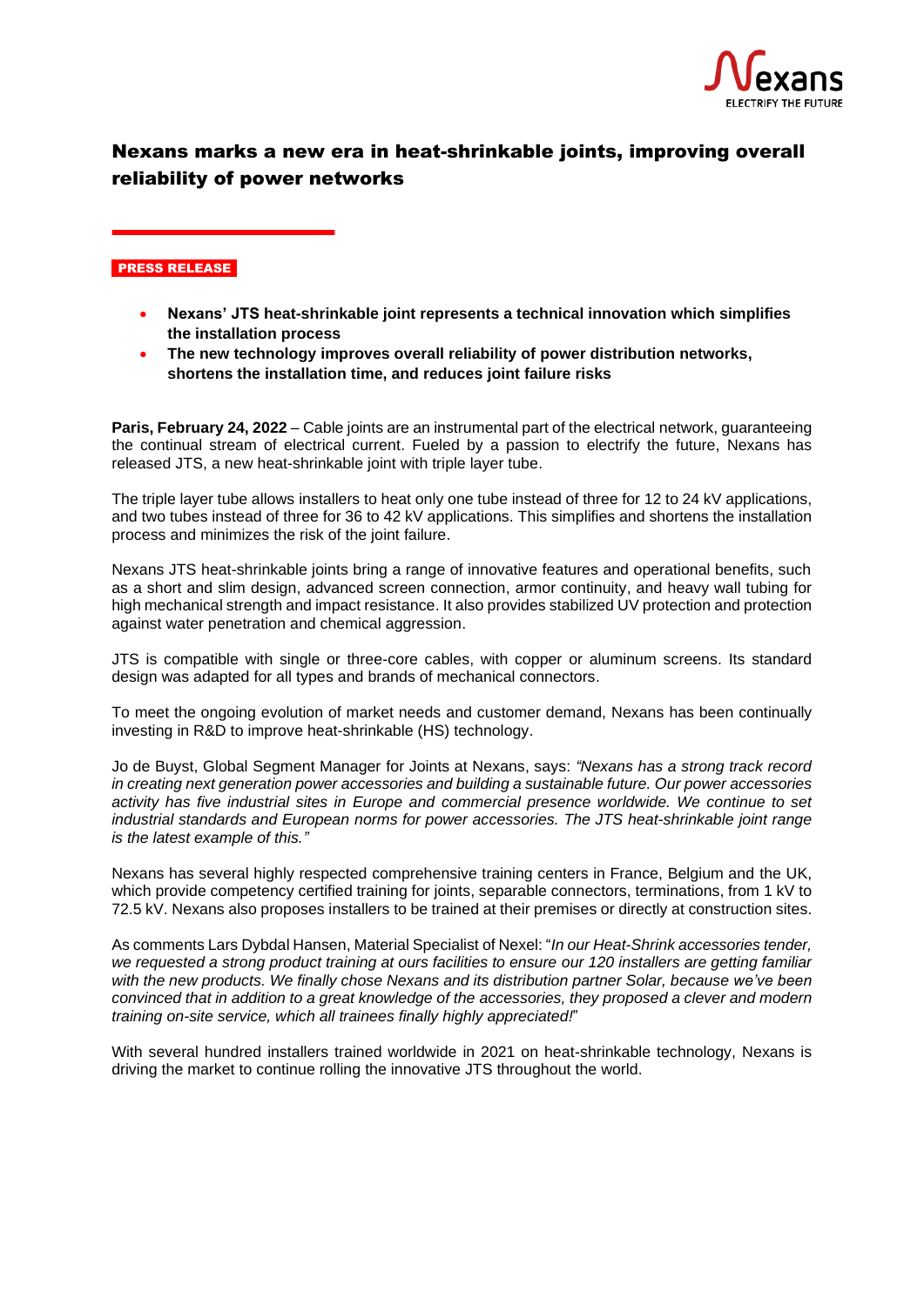# Nexans marks a new era in heat-shrinkable joints, improving overall reliability of power networks

PRESS RELEASE

- **Nexans' JTS heat-shrinkable joint represents a technical innovation which simplifies the installation process**
- **The new technology improves overall reliability of power distribution networks, shortens the installation time, and reduces joint failure risks**

**Paris, February 24, 2022** – Cable joints are an instrumental part of the electrical network, guaranteeing the continual stream of electrical current. Fueled by a passion to electrify the future, Nexans has released JTS, a new heat-shrinkable joint with triple layer tube.

The triple layer tube allows installers to heat only one tube instead of three for 12 to 24 kV applications, and two tubes instead of three for 36 to 42 kV applications. This simplifies and shortens the installation process and minimizes the risk of the joint failure.

Nexans JTS heat-shrinkable joints bring a range of innovative features and operational benefits, such as a short and slim design, advanced screen connection, armor continuity, and heavy wall tubing for high mechanical strength and impact resistance. It also provides stabilized UV protection and protection against water penetration and chemical aggression.

JTS is compatible with single or three-core cables, with copper or aluminum screens. Its standard design was adapted for all types and brands of mechanical connectors.

To meet the ongoing evolution of market needs and customer demand, Nexans has been continually investing in R&D to improve heat-shrinkable (HS) technology.

Jo de Buyst, Global Segment Manager for Joints at Nexans, says: *"Nexans has a strong track record in creating next generation power accessories and building a sustainable future. Our power accessories activity has five industrial sites in Europe and commercial presence worldwide. We continue to set industrial standards and European norms for power accessories. The JTS heat-shrinkable joint range is the latest example of this."*

Nexans has several highly respected comprehensive training centers in France, Belgium and the UK, which provide competency certified training for joints, separable connectors, terminations, from 1 kV to 72.5 kV. Nexans also proposes installers to be trained at their premises or directly at construction sites.

As comments Lars Dybdal Hansen, Material Specialist of Nexel: "*In our Heat-Shrink accessories tender, we requested a strong product training at ours facilities to ensure our 120 installers are getting familiar with the new products. We finally chose Nexans and its distribution partner Solar, because we've been convinced that in addition to a great knowledge of the accessories, they proposed a clever and modern training on-site service, which all trainees finally highly appreciated!*"

With several hundred installers trained worldwide in 2021 on heat-shrinkable technology, Nexans is driving the market to continue rolling the innovative JTS throughout the world.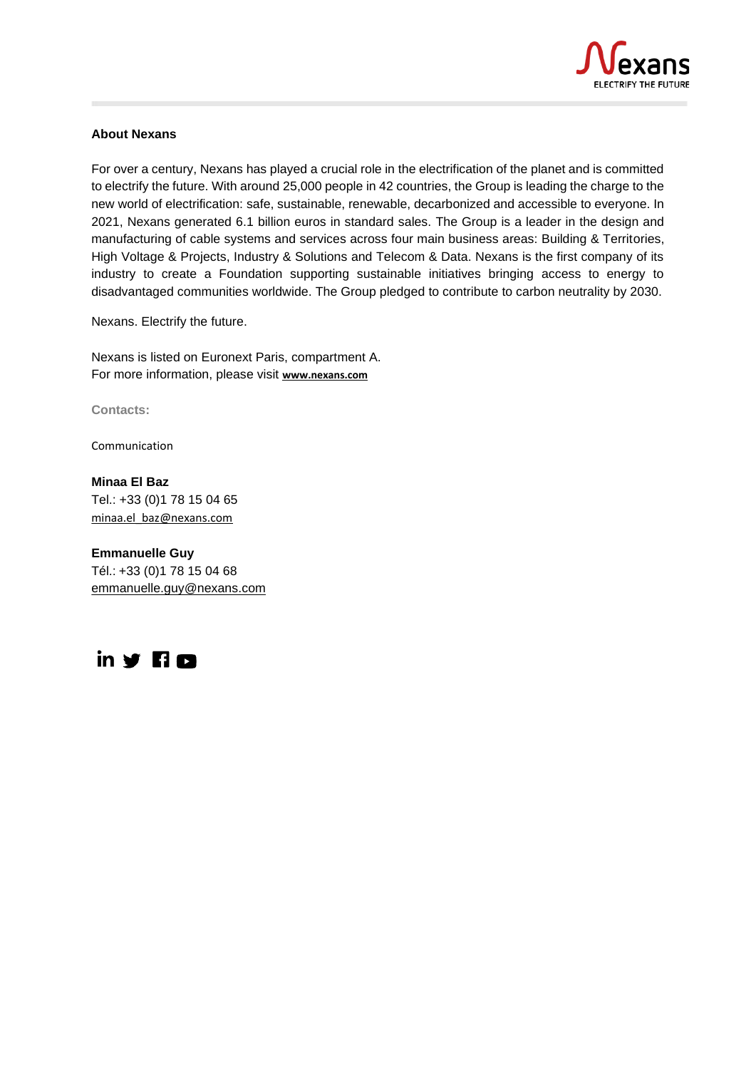**About Nexans**

For over a century, Nexans has played a crucial role in the electrification of the planet and is committed to electrify the future. With around 25,000 people in 42 countries, the Group is leading the charge to the new world of electrification: safe, sustainable, renewable, decarbonized and accessible to everyone. In 2021, Nexans generated 6.1 billion euros in standard sales. The Group is a leader in the design and manufacturing of cable systems and services across four main business areas: Building & Territories, High Voltage & Projects, Industry & Solutions and Telecom & Data. Nexans is the first company of its industry to create a Foundation supporting sustainable initiatives bringing access to energy to disadvantaged communities worldwide. The Group pledged to contribute to carbon neutrality by 2030.

Nexans. Electrify the future.

Nexans is listed on Euronext Paris, compartment A.
For more information, please visit **www.nexans.com**

**Contacts:**

Communication

**Minaa El Baz**
Tel.: +33 (0)1 78 15 04 65
minaa.el_baz@nexans.com

**Emmanuelle Guy**
Tél.: +33 (0)1 78 15 04 68
emmanuelle.guy@nexans.com